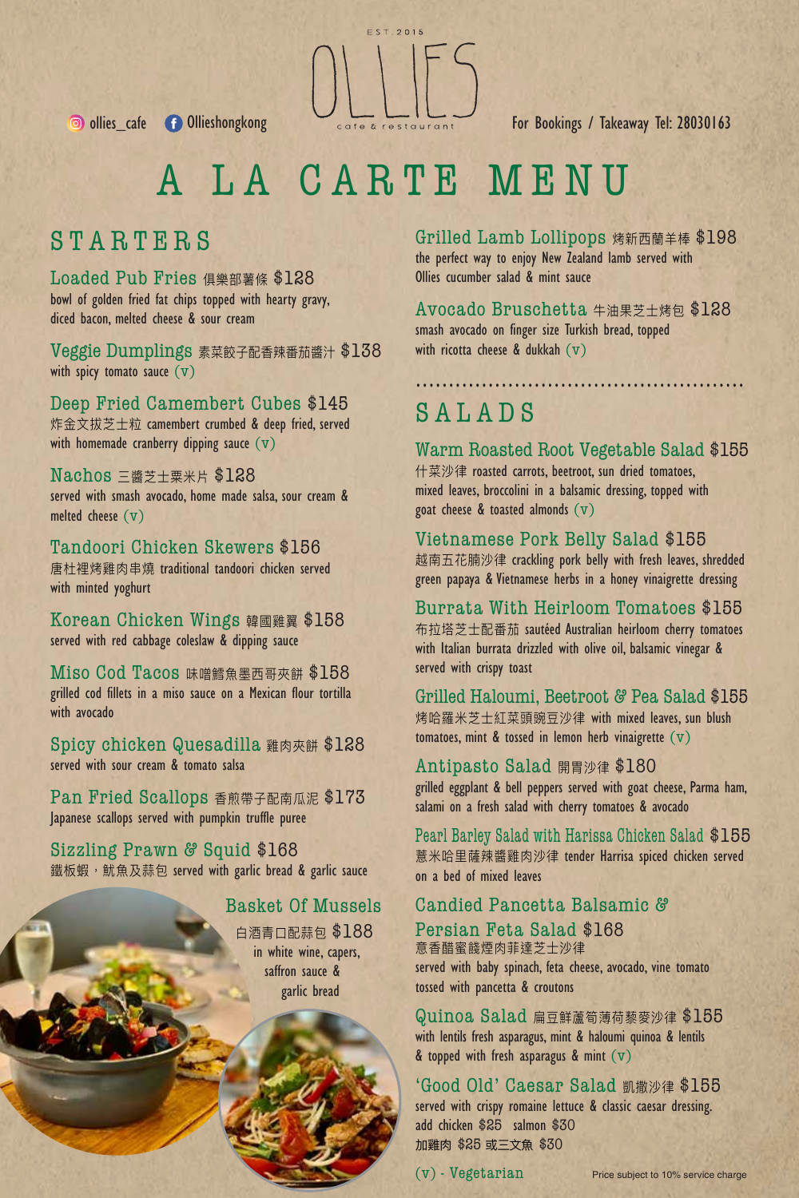EST 2015

# OLLIES

cafe & restaurant

ollies_cafe　Ollieshongkong

For Bookings / Takeaway Tel: 28030163

# A LA CARTE MENU

## STARTERS

### Loaded Pub Fries 俱樂部薯條 $128
bowl of golden fried fat chips topped with hearty gravy, diced bacon, melted cheese & sour cream

### Veggie Dumplings 素菜餃子配香辣番茄醬汁 $138
with spicy tomato sauce (v)

### Deep Fried Camembert Cubes $145
炸金文拔芝士粒 camembert crumbed & deep fried, served with homemade cranberry dipping sauce (v)

### Nachos 三醬芝士粟米片 $128
served with smash avocado, home made salsa, sour cream & melted cheese (v)

### Tandoori Chicken Skewers $156
唐杜裡烤雞肉串燒 traditional tandoori chicken served with minted yoghurt

### Korean Chicken Wings 韓國雞翼 $158
served with red cabbage coleslaw & dipping sauce

### Miso Cod Tacos 味噌鱈魚墨西哥夾餅 $158
grilled cod fillets in a miso sauce on a Mexican flour tortilla with avocado

### Spicy chicken Quesadilla 雞肉夾餅 $128
served with sour cream & tomato salsa

### Pan Fried Scallops 香煎帶子配南瓜泥 $173
Japanese scallops served with pumpkin truffle puree

### Sizzling Prawn & Squid $168
鐵板蝦，魷魚及蒜包 served with garlic bread & garlic sauce

### Basket Of Mussels
白酒青口配蒜包 $188
in white wine, capers, saffron sauce & garlic bread

### Grilled Lamb Lollipops 烤新西蘭羊棒 $198
the perfect way to enjoy New Zealand lamb served with Ollies cucumber salad & mint sauce

### Avocado Bruschetta 牛油果芝士烤包 $128
smash avocado on finger size Turkish bread, topped with ricotta cheese & dukkah (v)

## SALADS

### Warm Roasted Root Vegetable Salad $155
什菜沙律 roasted carrots, beetroot, sun dried tomatoes, mixed leaves, broccolini in a balsamic dressing, topped with goat cheese & toasted almonds (v)

### Vietnamese Pork Belly Salad $155
越南五花腩沙律 crackling pork belly with fresh leaves, shredded green papaya & Vietnamese herbs in a honey vinaigrette dressing

### Burrata With Heirloom Tomatoes $155
布拉塔芝士配番茄 sautéed Australian heirloom cherry tomatoes with Italian burrata drizzled with olive oil, balsamic vinegar & served with crispy toast

### Grilled Haloumi, Beetroot & Pea Salad $155
烤哈羅米芝士紅菜頭豌豆沙律 with mixed leaves, sun blush tomatoes, mint & tossed in lemon herb vinaigrette (v)

### Antipasto Salad 開胃沙律 $180
grilled eggplant & bell peppers served with goat cheese, Parma ham, salami on a fresh salad with cherry tomatoes & avocado

### Pearl Barley Salad with Harissa Chicken Salad $155
薏米哈里薩辣醬雞肉沙律 tender Harrisa spiced chicken served on a bed of mixed leaves

### Candied Pancetta Balsamic & Persian Feta Salad $168
意香醋蜜餞煙肉菲達芝士沙律
served with baby spinach, feta cheese, avocado, vine tomato tossed with pancetta & croutons

### Quinoa Salad 扁豆鮮蘆筍薄荷藜麥沙律 $155
with lentils fresh asparagus, mint & haloumi quinoa & lentils & topped with fresh asparagus & mint (v)

### 'Good Old' Caesar Salad 凱撒沙律 $155
served with crispy romaine lettuce & classic caesar dressing.
add chicken $25 salmon $30
加雞肉 $25 或三文魚 $30

(v) - Vegetarian

Price subject to 10% service charge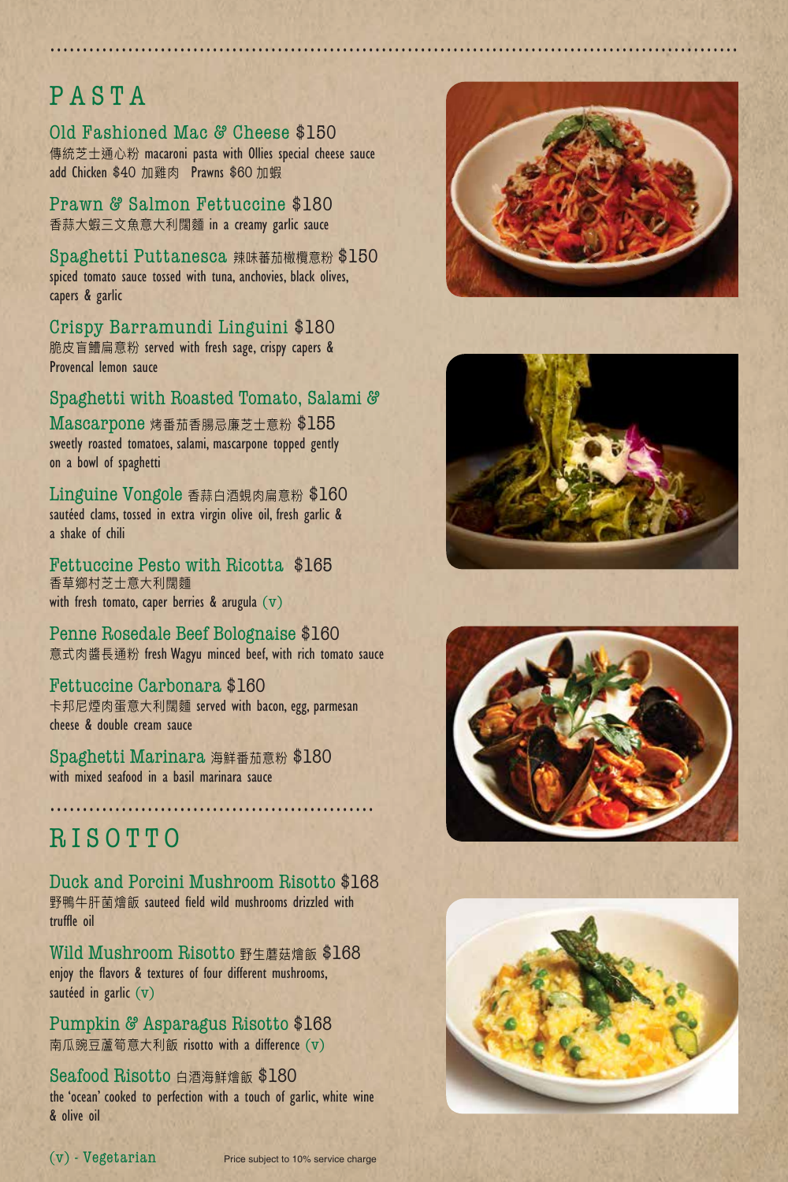# PASTA

### Old Fashioned Mac & Cheese $150

傳統芝士通心粉 macaroni pasta with Ollies special cheese sauce
add Chicken $40 加雞肉 Prawns $60 加蝦

### Prawn & Salmon Fettuccine $180

香蒜大蝦三文魚意大利闊麵 in a creamy garlic sauce

### Spaghetti Puttanesca 辣味蕃茄橄欖意粉 $150

spiced tomato sauce tossed with tuna, anchovies, black olives, capers & garlic

### Crispy Barramundi Linguini $180

脆皮盲鰽扁意粉 served with fresh sage, crispy capers & Provencal lemon sauce

### Spaghetti with Roasted Tomato, Salami & Mascarpone 烤番茄香腸忌廉芝士意粉 $155

sweetly roasted tomatoes, salami, mascarpone topped gently on a bowl of spaghetti

### Linguine Vongole 香蒜白酒蜆肉扁意粉 $160

sautéed clams, tossed in extra virgin olive oil, fresh garlic & a shake of chili

### Fettuccine Pesto with Ricotta $165

香草鄉村芝士意大利闊麵
with fresh tomato, caper berries & arugula (v)

### Penne Rosedale Beef Bolognaise $160

意式肉醬長通粉 fresh Wagyu minced beef, with rich tomato sauce

### Fettuccine Carbonara $160

卡邦尼煙肉蛋意大利闊麵 served with bacon, egg, parmesan cheese & double cream sauce

### Spaghetti Marinara 海鮮番茄意粉 $180

with mixed seafood in a basil marinara sauce

# RISOTTO

### Duck and Porcini Mushroom Risotto $168

野鴨牛肝菌燴飯 sauteed field wild mushrooms drizzled with truffle oil

### Wild Mushroom Risotto 野生蘑菇燴飯 $168

enjoy the flavors & textures of four different mushrooms, sautéed in garlic (v)

### Pumpkin & Asparagus Risotto $168

南瓜豌豆蘆筍意大利飯 risotto with a difference (v)

### Seafood Risotto 白酒海鮮燴飯 $180

the 'ocean' cooked to perfection with a touch of garlic, white wine & olive oil

(v) - Vegetarian

Price subject to 10% service charge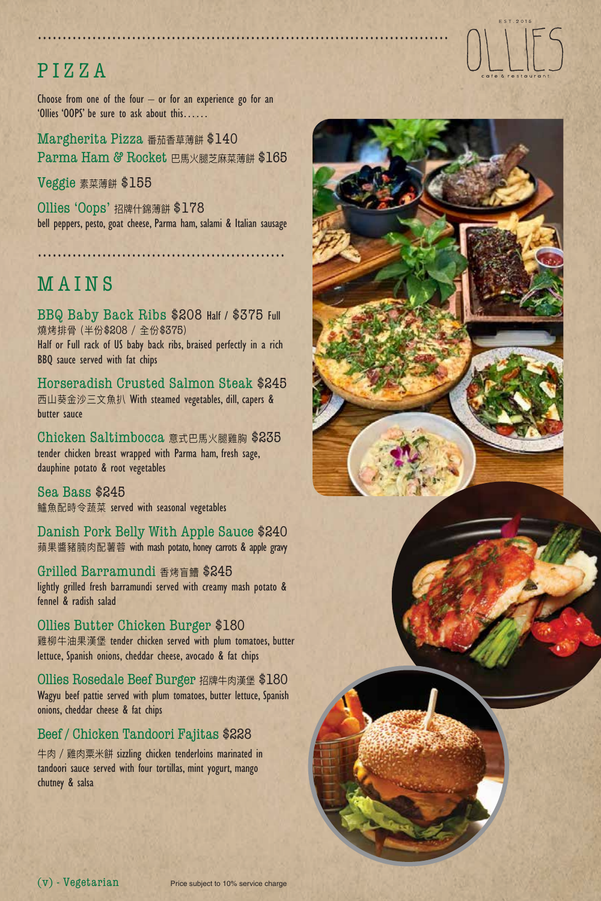# OLLIES

EST.2016

cafe & restaurant

## PIZZA

Choose from one of the four – or for an experience go for an 'Ollies 'OOPS' be sure to ask about this……

**Margherita Pizza** 番茄香草薄餅 $140

**Parma Ham & Rocket** 巴馬火腿芝麻菜薄餅 $165

**Veggie** 素菜薄餅 $155

**Ollies 'Oops'** 招牌什錦薄餅 $178
bell peppers, pesto, goat cheese, Parma ham, salami & Italian sausage

## MAINS

**BBQ Baby Back Ribs** $208 Half / $375 Full
燒烤排骨 (半份$208 / 全份$375)
Half or Full rack of US baby back ribs, braised perfectly in a rich BBQ sauce served with fat chips

**Horseradish Crusted Salmon Steak** $245
西山葵金沙三文魚扒 With steamed vegetables, dill, capers & butter sauce

**Chicken Saltimbocca** 意式巴馬火腿雞胸 $235
tender chicken breast wrapped with Parma ham, fresh sage, dauphine potato & root vegetables

**Sea Bass** $245
鱸魚配時令蔬菜 served with seasonal vegetables

**Danish Pork Belly With Apple Sauce** $240
蘋果醬豬腩肉配薯蓉 with mash potato, honey carrots & apple gravy

**Grilled Barramundi** 香烤盲鰽 $245
lightly grilled fresh barramundi served with creamy mash potato & fennel & radish salad

**Ollies Butter Chicken Burger** $180
雞柳牛油果漢堡 tender chicken served with plum tomatoes, butter lettuce, Spanish onions, cheddar cheese, avocado & fat chips

**Ollies Rosedale Beef Burger** 招牌牛肉漢堡 $180
Wagyu beef pattie served with plum tomatoes, butter lettuce, Spanish onions, cheddar cheese & fat chips

**Beef / Chicken Tandoori Fajitas** $228
牛肉 / 雞肉粟米餅 sizzling chicken tenderloins marinated in tandoori sauce served with four tortillas, mint yogurt, mango chutney & salsa

(v) - Vegetarian

Price subject to 10% service charge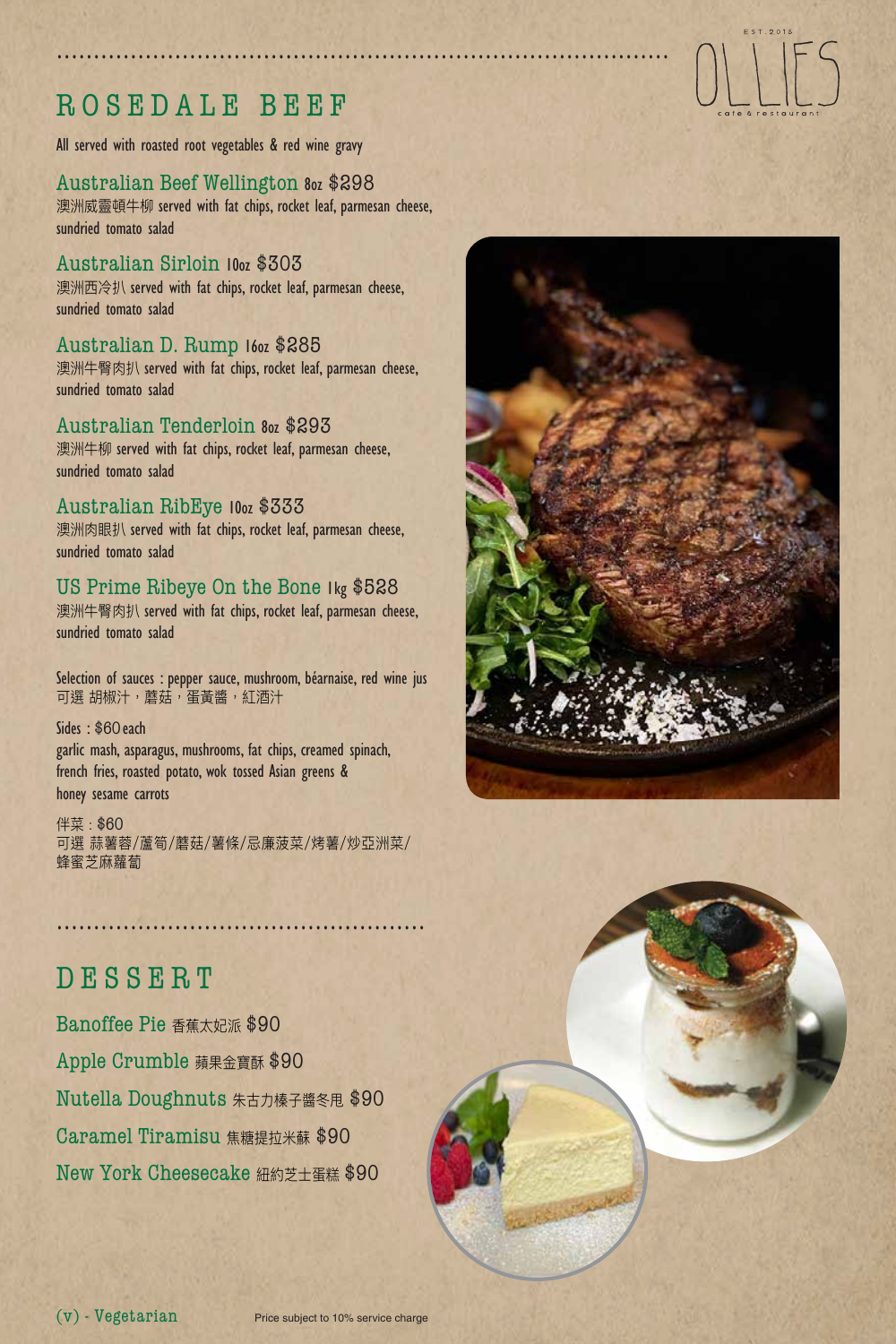EST. 2016
OLLIES
cafe & restaurant

## ROSEDALE BEEF

All served with roasted root vegetables & red wine gravy

**Australian Beef Wellington** 8oz $298
澳洲威靈頓牛柳 served with fat chips, rocket leaf, parmesan cheese, sundried tomato salad

**Australian Sirloin** 10oz $303
澳洲西冷扒 served with fat chips, rocket leaf, parmesan cheese, sundried tomato salad

**Australian D. Rump** 16oz $285
澳洲牛臀肉扒 served with fat chips, rocket leaf, parmesan cheese, sundried tomato salad

**Australian Tenderloin** 8oz $293
澳洲牛柳 served with fat chips, rocket leaf, parmesan cheese, sundried tomato salad

**Australian RibEye** 10oz $333
澳洲肉眼扒 served with fat chips, rocket leaf, parmesan cheese, sundried tomato salad

**US Prime Ribeye On the Bone** 1kg $528
澳洲牛臀肉扒 served with fat chips, rocket leaf, parmesan cheese, sundried tomato salad

Selection of sauces : pepper sauce, mushroom, béarnaise, red wine jus
可選 胡椒汁，蘑菇，蛋黃醬，紅酒汁

Sides : $60 each
garlic mash, asparagus, mushrooms, fat chips, creamed spinach, french fries, roasted potato, wok tossed Asian greens & honey sesame carrots

伴菜 : $60
可選 蒜薯蓉/蘆筍/蘑菇/薯條/忌廉菠菜/烤薯/炒亞洲菜/蜂蜜芝麻蘿蔔

## DESSERT

**Banoffee Pie** 香蕉太妃派 $90

**Apple Crumble** 蘋果金寶酥 $90

**Nutella Doughnuts** 朱古力榛子醬冬甩 $90

**Caramel Tiramisu** 焦糖提拉米蘇 $90

**New York Cheesecake** 紐約芝士蛋糕 $90

(v) - Vegetarian

Price subject to 10% service charge